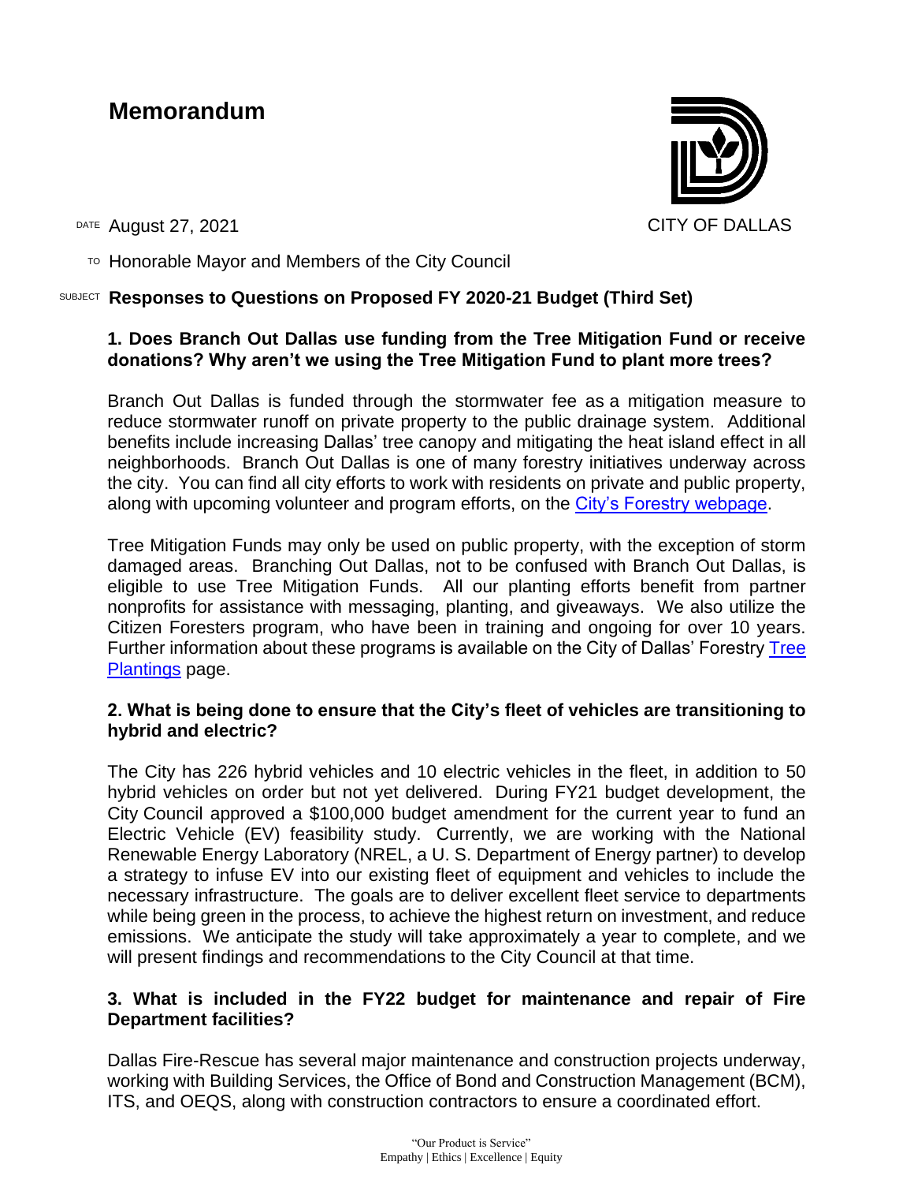# Memorandum

CITY OF DALLAS

DATE August 27, 2021

TO Honorable Mayor and Members of the City Council

SUBJECT **Responses to Questions on Proposed FY 2020-21 Budget (Third Set)**

**1. Does Branch Out Dallas use funding from the Tree Mitigation Fund or receive donations? Why aren't we using the Tree Mitigation Fund to plant more trees?**

Branch Out Dallas is funded through the stormwater fee as a mitigation measure to reduce stormwater runoff on private property to the public drainage system. Additional benefits include increasing Dallas' tree canopy and mitigating the heat island effect in all neighborhoods. Branch Out Dallas is one of many forestry initiatives underway across the city. You can find all city efforts to work with residents on private and public property, along with upcoming volunteer and program efforts, on the City's Forestry webpage.

Tree Mitigation Funds may only be used on public property, with the exception of storm damaged areas. Branching Out Dallas, not to be confused with Branch Out Dallas, is eligible to use Tree Mitigation Funds. All our planting efforts benefit from partner nonprofits for assistance with messaging, planting, and giveaways. We also utilize the Citizen Foresters program, who have been in training and ongoing for over 10 years. Further information about these programs is available on the City of Dallas' Forestry Tree Plantings page.

**2. What is being done to ensure that the City's fleet of vehicles are transitioning to hybrid and electric?**

The City has 226 hybrid vehicles and 10 electric vehicles in the fleet, in addition to 50 hybrid vehicles on order but not yet delivered. During FY21 budget development, the City Council approved a $100,000 budget amendment for the current year to fund an Electric Vehicle (EV) feasibility study. Currently, we are working with the National Renewable Energy Laboratory (NREL, a U. S. Department of Energy partner) to develop a strategy to infuse EV into our existing fleet of equipment and vehicles to include the necessary infrastructure. The goals are to deliver excellent fleet service to departments while being green in the process, to achieve the highest return on investment, and reduce emissions. We anticipate the study will take approximately a year to complete, and we will present findings and recommendations to the City Council at that time.

**3. What is included in the FY22 budget for maintenance and repair of Fire Department facilities?**

Dallas Fire-Rescue has several major maintenance and construction projects underway, working with Building Services, the Office of Bond and Construction Management (BCM), ITS, and OEQS, along with construction contractors to ensure a coordinated effort.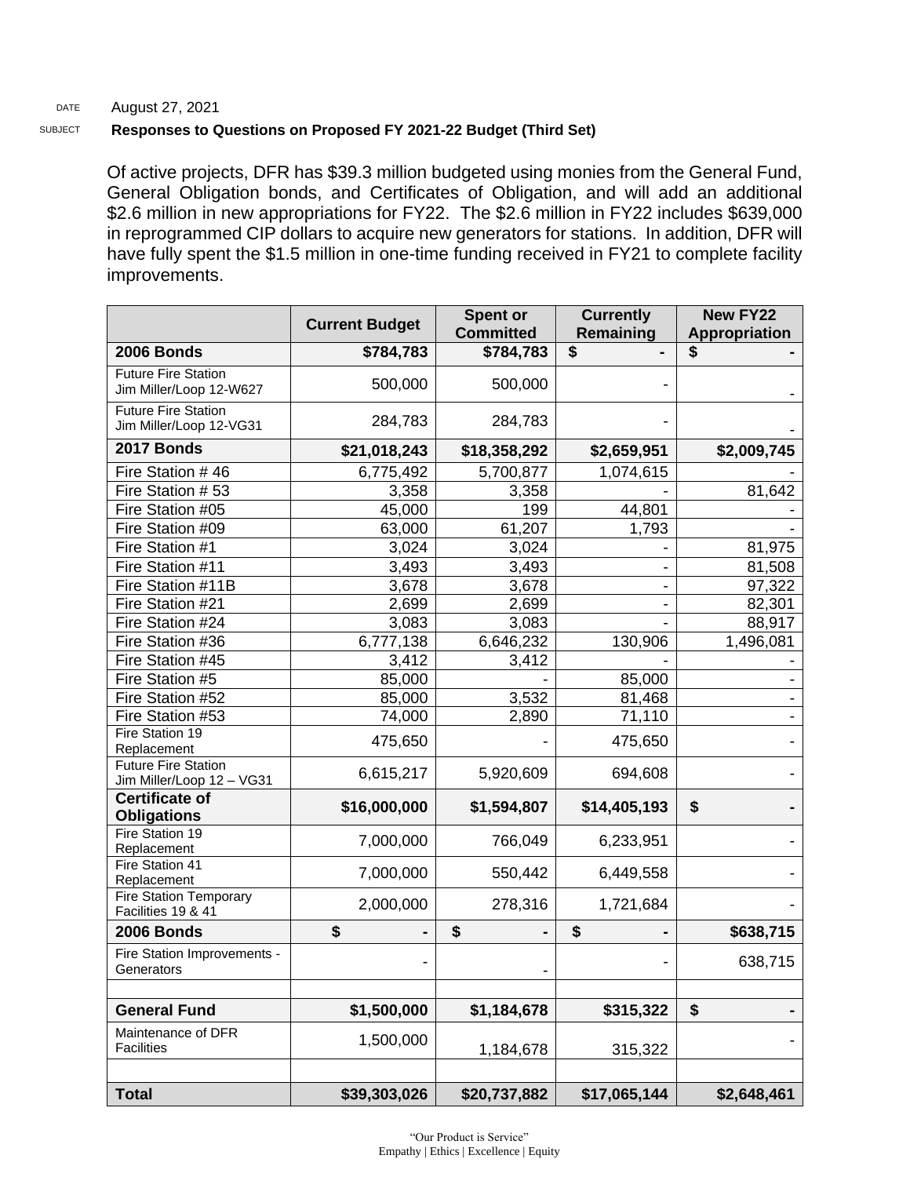DATE August 27, 2021

SUBJECT **Responses to Questions on Proposed FY 2021-22 Budget (Third Set)**

Of active projects, DFR has $39.3 million budgeted using monies from the General Fund, General Obligation bonds, and Certificates of Obligation, and will add an additional $2.6 million in new appropriations for FY22. The $2.6 million in FY22 includes $639,000 in reprogrammed CIP dollars to acquire new generators for stations. In addition, DFR will have fully spent the $1.5 million in one-time funding received in FY21 to complete facility improvements.

| | Current Budget | Spent or Committed | Currently Remaining | New FY22 Appropriation |
|---|---|---|---|---|
| **2006 Bonds** | **$784,783** | **$784,783** | **$ -** | **$ -** |
| Future Fire Station Jim Miller/Loop 12-W627 | 500,000 | 500,000 | - | - |
| Future Fire Station Jim Miller/Loop 12-VG31 | 284,783 | 284,783 | - | - |
| **2017 Bonds** | **$21,018,243** | **$18,358,292** | **$2,659,951** | **$2,009,745** |
| Fire Station # 46 | 6,775,492 | 5,700,877 | 1,074,615 | - |
| Fire Station # 53 | 3,358 | 3,358 | - | 81,642 |
| Fire Station #05 | 45,000 | 199 | 44,801 | - |
| Fire Station #09 | 63,000 | 61,207 | 1,793 | - |
| Fire Station #1 | 3,024 | 3,024 | - | 81,975 |
| Fire Station #11 | 3,493 | 3,493 | - | 81,508 |
| Fire Station #11B | 3,678 | 3,678 | - | 97,322 |
| Fire Station #21 | 2,699 | 2,699 | - | 82,301 |
| Fire Station #24 | 3,083 | 3,083 | - | 88,917 |
| Fire Station #36 | 6,777,138 | 6,646,232 | 130,906 | 1,496,081 |
| Fire Station #45 | 3,412 | 3,412 | - | - |
| Fire Station #5 | 85,000 | - | 85,000 | - |
| Fire Station #52 | 85,000 | 3,532 | 81,468 | - |
| Fire Station #53 | 74,000 | 2,890 | 71,110 | - |
| Fire Station 19 Replacement | 475,650 | - | 475,650 | - |
| Future Fire Station Jim Miller/Loop 12 – VG31 | 6,615,217 | 5,920,609 | 694,608 | - |
| **Certificate of Obligations** | **$16,000,000** | **$1,594,807** | **$14,405,193** | **$ -** |
| Fire Station 19 Replacement | 7,000,000 | 766,049 | 6,233,951 | - |
| Fire Station 41 Replacement | 7,000,000 | 550,442 | 6,449,558 | - |
| Fire Station Temporary Facilities 19 & 41 | 2,000,000 | 278,316 | 1,721,684 | - |
| **2006 Bonds** | **$ -** | **$ -** | **$ -** | **$638,715** |
| Fire Station Improvements - Generators | - | - | - | 638,715 |
| | | | | |
| **General Fund** | **$1,500,000** | **$1,184,678** | **$315,322** | **$ -** |
| Maintenance of DFR Facilities | 1,500,000 | 1,184,678 | 315,322 | - |
| | | | | |
| **Total** | **$39,303,026** | **$20,737,882** | **$17,065,144** | **$2,648,461** |

"Our Product is Service"
Empathy | Ethics | Excellence | Equity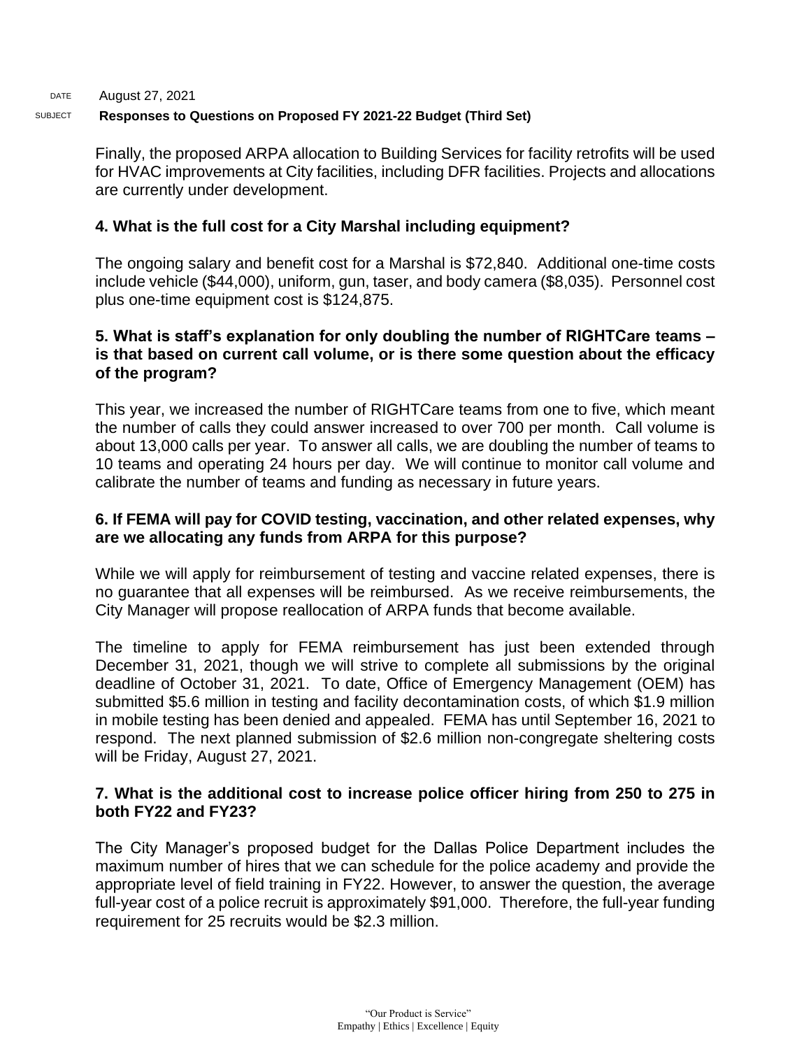Finally, the proposed ARPA allocation to Building Services for facility retrofits will be used for HVAC improvements at City facilities, including DFR facilities. Projects and allocations are currently under development.

**4. What is the full cost for a City Marshal including equipment?**

The ongoing salary and benefit cost for a Marshal is $72,840. Additional one-time costs include vehicle ($44,000), uniform, gun, taser, and body camera ($8,035). Personnel cost plus one-time equipment cost is $124,875.

**5. What is staff's explanation for only doubling the number of RIGHTCare teams – is that based on current call volume, or is there some question about the efficacy of the program?**

This year, we increased the number of RIGHTCare teams from one to five, which meant the number of calls they could answer increased to over 700 per month. Call volume is about 13,000 calls per year. To answer all calls, we are doubling the number of teams to 10 teams and operating 24 hours per day. We will continue to monitor call volume and calibrate the number of teams and funding as necessary in future years.

**6. If FEMA will pay for COVID testing, vaccination, and other related expenses, why are we allocating any funds from ARPA for this purpose?**

While we will apply for reimbursement of testing and vaccine related expenses, there is no guarantee that all expenses will be reimbursed. As we receive reimbursements, the City Manager will propose reallocation of ARPA funds that become available.

The timeline to apply for FEMA reimbursement has just been extended through December 31, 2021, though we will strive to complete all submissions by the original deadline of October 31, 2021. To date, Office of Emergency Management (OEM) has submitted $5.6 million in testing and facility decontamination costs, of which $1.9 million in mobile testing has been denied and appealed. FEMA has until September 16, 2021 to respond. The next planned submission of $2.6 million non-congregate sheltering costs will be Friday, August 27, 2021.

**7. What is the additional cost to increase police officer hiring from 250 to 275 in both FY22 and FY23?**

The City Manager's proposed budget for the Dallas Police Department includes the maximum number of hires that we can schedule for the police academy and provide the appropriate level of field training in FY22. However, to answer the question, the average full-year cost of a police recruit is approximately $91,000. Therefore, the full-year funding requirement for 25 recruits would be $2.3 million.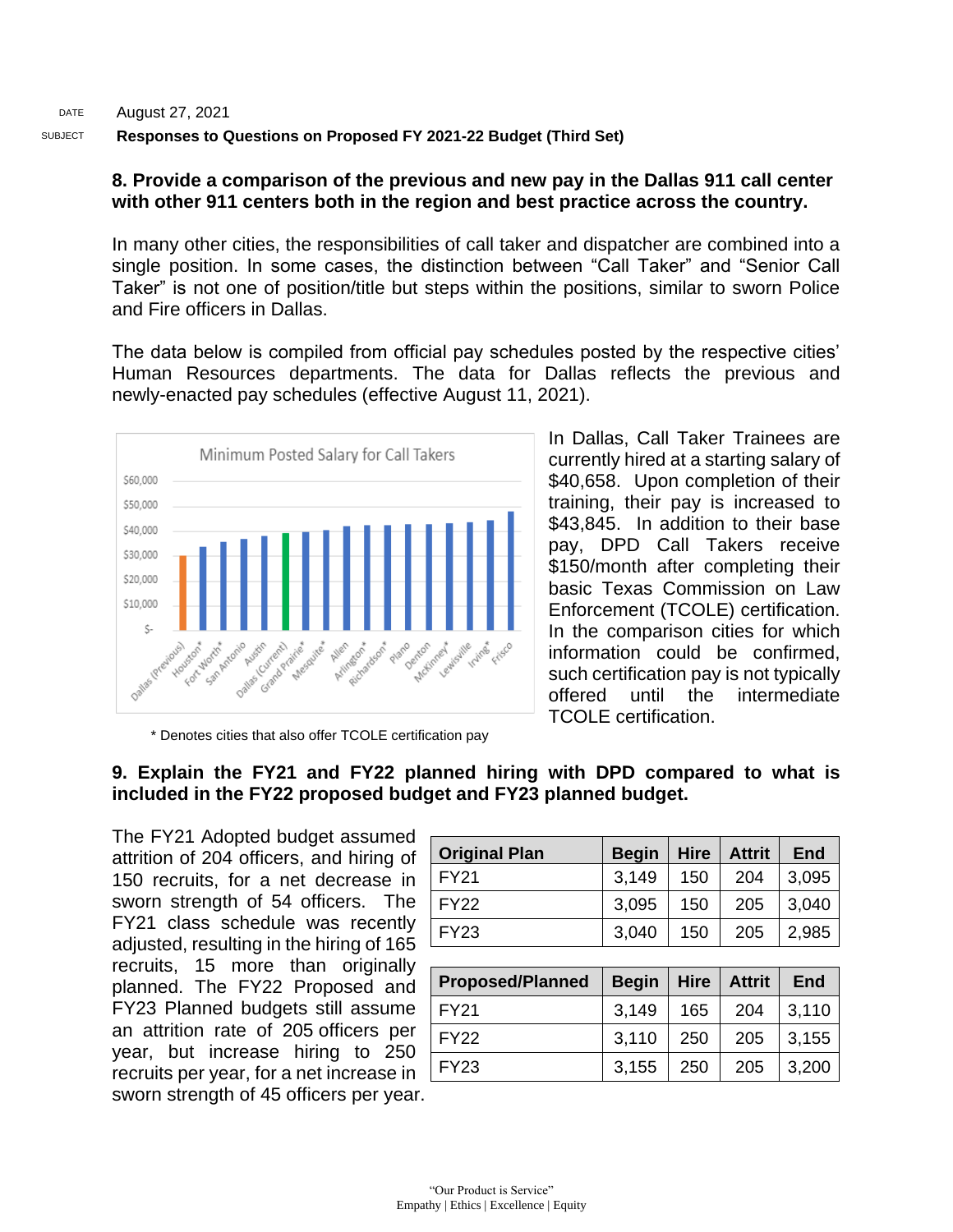DATE August 27, 2021

SUBJECT **Responses to Questions on Proposed FY 2021-22 Budget (Third Set)**

**8. Provide a comparison of the previous and new pay in the Dallas 911 call center with other 911 centers both in the region and best practice across the country.**

In many other cities, the responsibilities of call taker and dispatcher are combined into a single position. In some cases, the distinction between "Call Taker" and "Senior Call Taker" is not one of position/title but steps within the positions, similar to sworn Police and Fire officers in Dallas.

The data below is compiled from official pay schedules posted by the respective cities' Human Resources departments. The data for Dallas reflects the previous and newly-enacted pay schedules (effective August 11, 2021).

Minimum Posted Salary for Call Takers

Dallas (Previous), Houston*, Fort Worth*, San Antonio, Austin, Dallas (Current), Grand Prairie*, Mesquite*, Allen, Arlington*, Richardson*, Plano, Denton, McKinney*, Lewisville, Irving*, Frisco

\* Denotes cities that also offer TCOLE certification pay

In Dallas, Call Taker Trainees are currently hired at a starting salary of $40,658. Upon completion of their training, their pay is increased to $43,845. In addition to their base pay, DPD Call Takers receive $150/month after completing their basic Texas Commission on Law Enforcement (TCOLE) certification. In the comparison cities for which information could be confirmed, such certification pay is not typically offered until the intermediate TCOLE certification.

**9. Explain the FY21 and FY22 planned hiring with DPD compared to what is included in the FY22 proposed budget and FY23 planned budget.**

The FY21 Adopted budget assumed attrition of 204 officers, and hiring of 150 recruits, for a net decrease in sworn strength of 54 officers. The FY21 class schedule was recently adjusted, resulting in the hiring of 165 recruits, 15 more than originally planned. The FY22 Proposed and FY23 Planned budgets still assume an attrition rate of 205 officers per year, but increase hiring to 250 recruits per year, for a net increase in sworn strength of 45 officers per year.

| Original Plan | Begin | Hire | Attrit | End |
|---|---|---|---|---|
| FY21 | 3,149 | 150 | 204 | 3,095 |
| FY22 | 3,095 | 150 | 205 | 3,040 |
| FY23 | 3,040 | 150 | 205 | 2,985 |

| Proposed/Planned | Begin | Hire | Attrit | End |
|---|---|---|---|---|
| FY21 | 3,149 | 165 | 204 | 3,110 |
| FY22 | 3,110 | 250 | 205 | 3,155 |
| FY23 | 3,155 | 250 | 205 | 3,200 |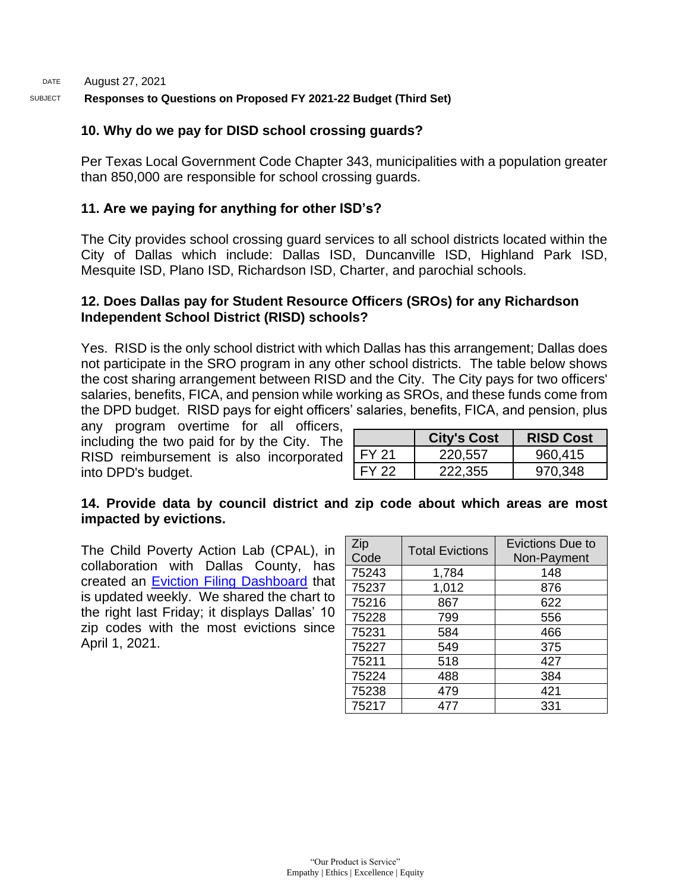DATE August 27, 2021

SUBJECT **Responses to Questions on Proposed FY 2021-22 Budget (Third Set)**

**10. Why do we pay for DISD school crossing guards?**

Per Texas Local Government Code Chapter 343, municipalities with a population greater than 850,000 are responsible for school crossing guards.

**11. Are we paying for anything for other ISD's?**

The City provides school crossing guard services to all school districts located within the City of Dallas which include: Dallas ISD, Duncanville ISD, Highland Park ISD, Mesquite ISD, Plano ISD, Richardson ISD, Charter, and parochial schools.

**12. Does Dallas pay for Student Resource Officers (SROs) for any Richardson Independent School District (RISD) schools?**

Yes. RISD is the only school district with which Dallas has this arrangement; Dallas does not participate in the SRO program in any other school districts. The table below shows the cost sharing arrangement between RISD and the City. The City pays for two officers' salaries, benefits, FICA, and pension while working as SROs, and these funds come from the DPD budget. RISD pays for eight officers' salaries, benefits, FICA, and pension, plus any program overtime for all officers, including the two paid for by the City. The RISD reimbursement is also incorporated into DPD's budget.

| | City's Cost | RISD Cost |
|---|---|---|
| FY 21 | 220,557 | 960,415 |
| FY 22 | 222,355 | 970,348 |

**14. Provide data by council district and zip code about which areas are most impacted by evictions.**

The Child Poverty Action Lab (CPAL), in collaboration with Dallas County, has created an Eviction Filing Dashboard that is updated weekly. We shared the chart to the right last Friday; it displays Dallas' 10 zip codes with the most evictions since April 1, 2021.

| Zip Code | Total Evictions | Evictions Due to Non-Payment |
|---|---|---|
| 75243 | 1,784 | 148 |
| 75237 | 1,012 | 876 |
| 75216 | 867 | 622 |
| 75228 | 799 | 556 |
| 75231 | 584 | 466 |
| 75227 | 549 | 375 |
| 75211 | 518 | 427 |
| 75224 | 488 | 384 |
| 75238 | 479 | 421 |
| 75217 | 477 | 331 |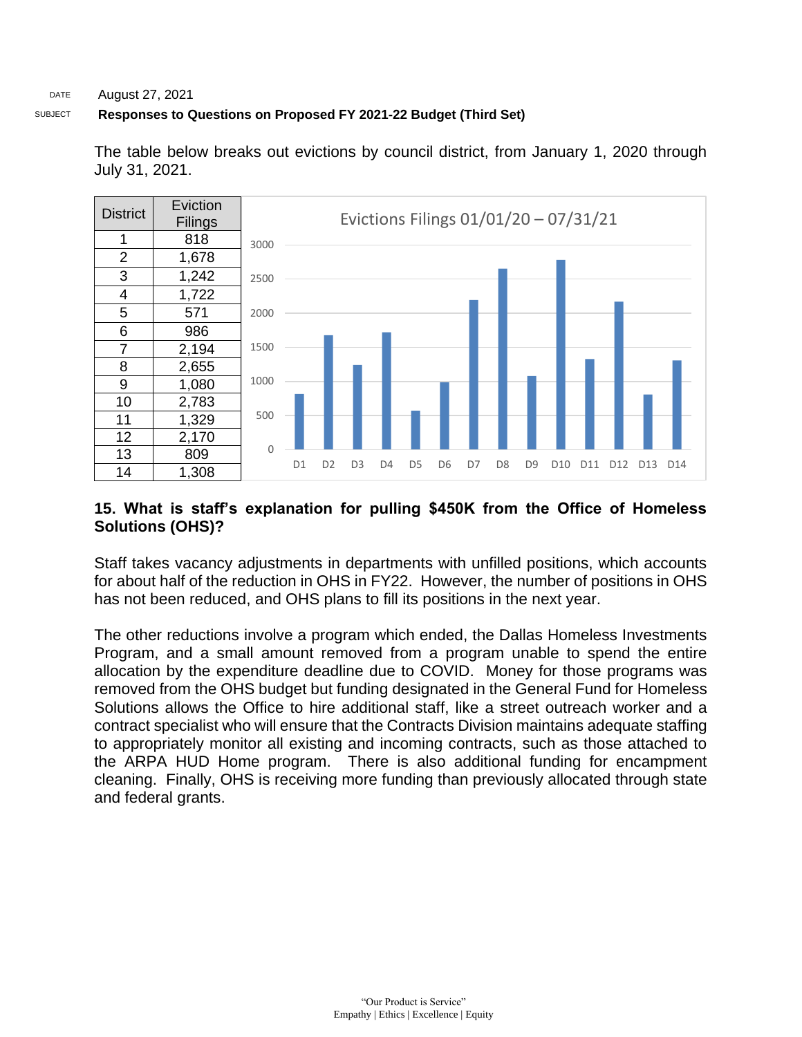The table below breaks out evictions by council district, from January 1, 2020 through July 31, 2021.

| District | Eviction Filings |
|---|---|
| 1 | 818 |
| 2 | 1,678 |
| 3 | 1,242 |
| 4 | 1,722 |
| 5 | 571 |
| 6 | 986 |
| 7 | 2,194 |
| 8 | 2,655 |
| 9 | 1,080 |
| 10 | 2,783 |
| 11 | 1,329 |
| 12 | 2,170 |
| 13 | 809 |
| 14 | 1,308 |

Evictions Filings 01/01/20 – 07/31/21

**15. What is staff's explanation for pulling $450K from the Office of Homeless Solutions (OHS)?**

Staff takes vacancy adjustments in departments with unfilled positions, which accounts for about half of the reduction in OHS in FY22. However, the number of positions in OHS has not been reduced, and OHS plans to fill its positions in the next year.

The other reductions involve a program which ended, the Dallas Homeless Investments Program, and a small amount removed from a program unable to spend the entire allocation by the expenditure deadline due to COVID. Money for those programs was removed from the OHS budget but funding designated in the General Fund for Homeless Solutions allows the Office to hire additional staff, like a street outreach worker and a contract specialist who will ensure that the Contracts Division maintains adequate staffing to appropriately monitor all existing and incoming contracts, such as those attached to the ARPA HUD Home program. There is also additional funding for encampment cleaning. Finally, OHS is receiving more funding than previously allocated through state and federal grants.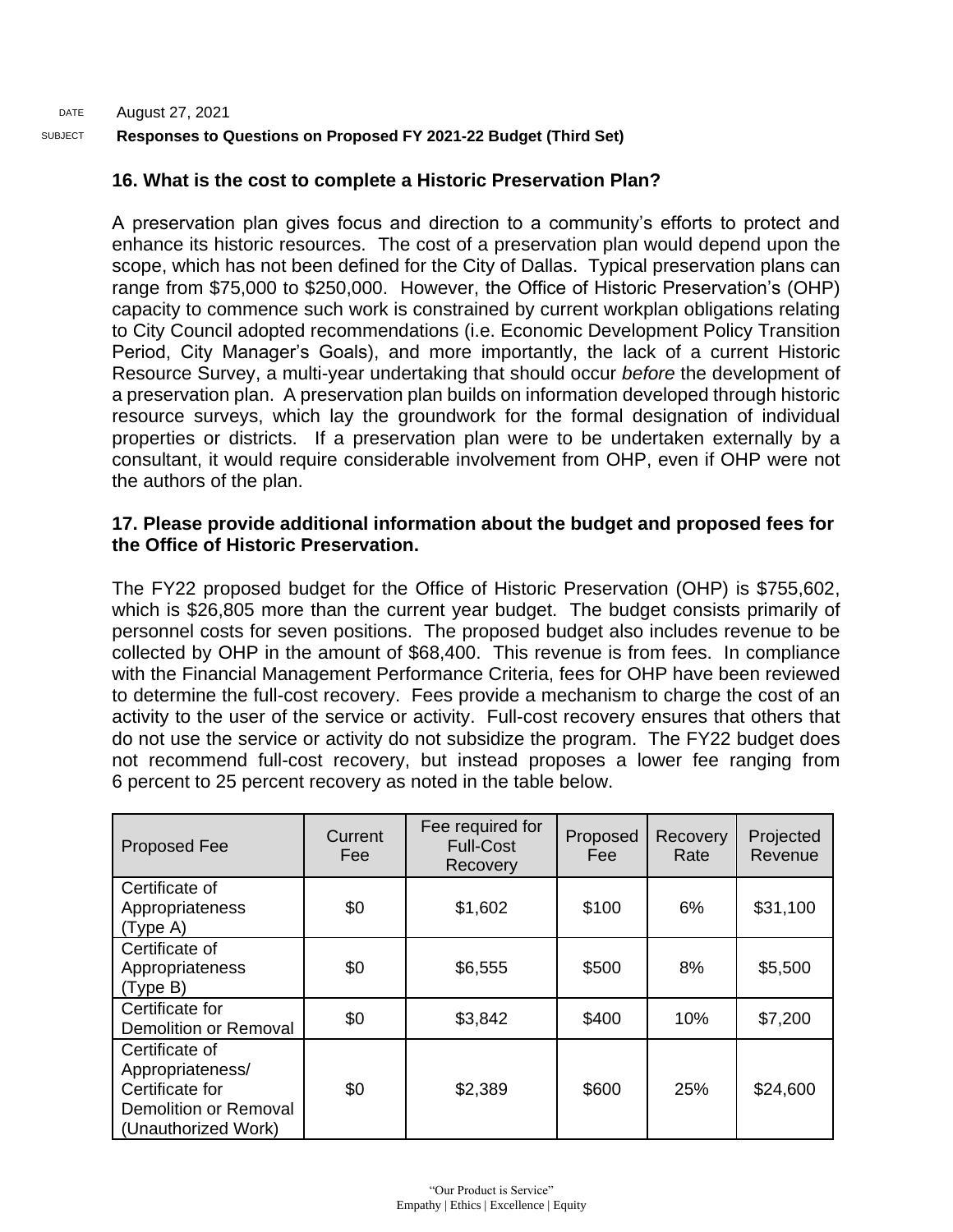DATE August 27, 2021

SUBJECT **Responses to Questions on Proposed FY 2021-22 Budget (Third Set)**

**16. What is the cost to complete a Historic Preservation Plan?**

A preservation plan gives focus and direction to a community's efforts to protect and enhance its historic resources. The cost of a preservation plan would depend upon the scope, which has not been defined for the City of Dallas. Typical preservation plans can range from $75,000 to $250,000. However, the Office of Historic Preservation's (OHP) capacity to commence such work is constrained by current workplan obligations relating to City Council adopted recommendations (i.e. Economic Development Policy Transition Period, City Manager's Goals), and more importantly, the lack of a current Historic Resource Survey, a multi-year undertaking that should occur *before* the development of a preservation plan. A preservation plan builds on information developed through historic resource surveys, which lay the groundwork for the formal designation of individual properties or districts. If a preservation plan were to be undertaken externally by a consultant, it would require considerable involvement from OHP, even if OHP were not the authors of the plan.

**17. Please provide additional information about the budget and proposed fees for the Office of Historic Preservation.**

The FY22 proposed budget for the Office of Historic Preservation (OHP) is $755,602, which is $26,805 more than the current year budget. The budget consists primarily of personnel costs for seven positions. The proposed budget also includes revenue to be collected by OHP in the amount of $68,400. This revenue is from fees. In compliance with the Financial Management Performance Criteria, fees for OHP have been reviewed to determine the full-cost recovery. Fees provide a mechanism to charge the cost of an activity to the user of the service or activity. Full-cost recovery ensures that others that do not use the service or activity do not subsidize the program. The FY22 budget does not recommend full-cost recovery, but instead proposes a lower fee ranging from 6 percent to 25 percent recovery as noted in the table below.

| Proposed Fee | Current Fee | Fee required for Full-Cost Recovery | Proposed Fee | Recovery Rate | Projected Revenue |
|---|---|---|---|---|---|
| Certificate of Appropriateness (Type A) | $0 | $1,602 | $100 | 6% | $31,100 |
| Certificate of Appropriateness (Type B) | $0 | $6,555 | $500 | 8% | $5,500 |
| Certificate for Demolition or Removal | $0 | $3,842 | $400 | 10% | $7,200 |
| Certificate of Appropriateness/ Certificate for Demolition or Removal (Unauthorized Work) | $0 | $2,389 | $600 | 25% | $24,600 |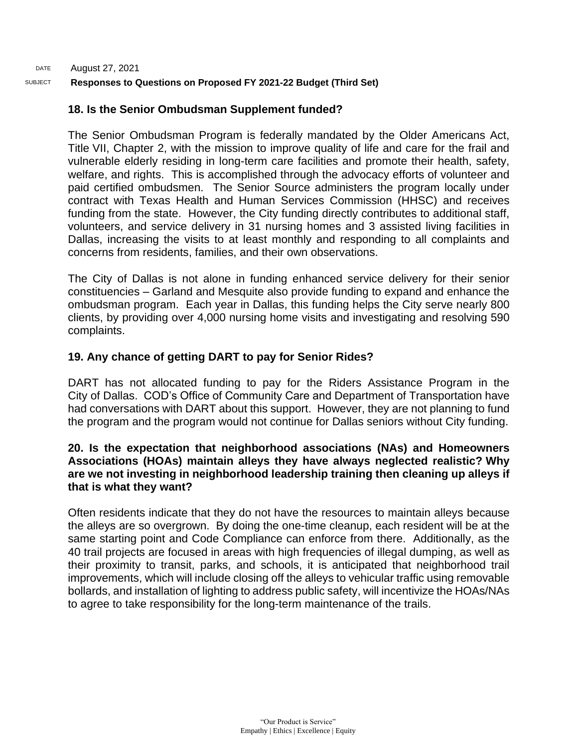DATE August 27, 2021

SUBJECT **Responses to Questions on Proposed FY 2021-22 Budget (Third Set)**

**18. Is the Senior Ombudsman Supplement funded?**

The Senior Ombudsman Program is federally mandated by the Older Americans Act, Title VII, Chapter 2, with the mission to improve quality of life and care for the frail and vulnerable elderly residing in long-term care facilities and promote their health, safety, welfare, and rights. This is accomplished through the advocacy efforts of volunteer and paid certified ombudsmen. The Senior Source administers the program locally under contract with Texas Health and Human Services Commission (HHSC) and receives funding from the state. However, the City funding directly contributes to additional staff, volunteers, and service delivery in 31 nursing homes and 3 assisted living facilities in Dallas, increasing the visits to at least monthly and responding to all complaints and concerns from residents, families, and their own observations.

The City of Dallas is not alone in funding enhanced service delivery for their senior constituencies – Garland and Mesquite also provide funding to expand and enhance the ombudsman program. Each year in Dallas, this funding helps the City serve nearly 800 clients, by providing over 4,000 nursing home visits and investigating and resolving 590 complaints.

**19. Any chance of getting DART to pay for Senior Rides?**

DART has not allocated funding to pay for the Riders Assistance Program in the City of Dallas. COD's Office of Community Care and Department of Transportation have had conversations with DART about this support. However, they are not planning to fund the program and the program would not continue for Dallas seniors without City funding.

**20. Is the expectation that neighborhood associations (NAs) and Homeowners Associations (HOAs) maintain alleys they have always neglected realistic? Why are we not investing in neighborhood leadership training then cleaning up alleys if that is what they want?**

Often residents indicate that they do not have the resources to maintain alleys because the alleys are so overgrown. By doing the one-time cleanup, each resident will be at the same starting point and Code Compliance can enforce from there. Additionally, as the 40 trail projects are focused in areas with high frequencies of illegal dumping, as well as their proximity to transit, parks, and schools, it is anticipated that neighborhood trail improvements, which will include closing off the alleys to vehicular traffic using removable bollards, and installation of lighting to address public safety, will incentivize the HOAs/NAs to agree to take responsibility for the long-term maintenance of the trails.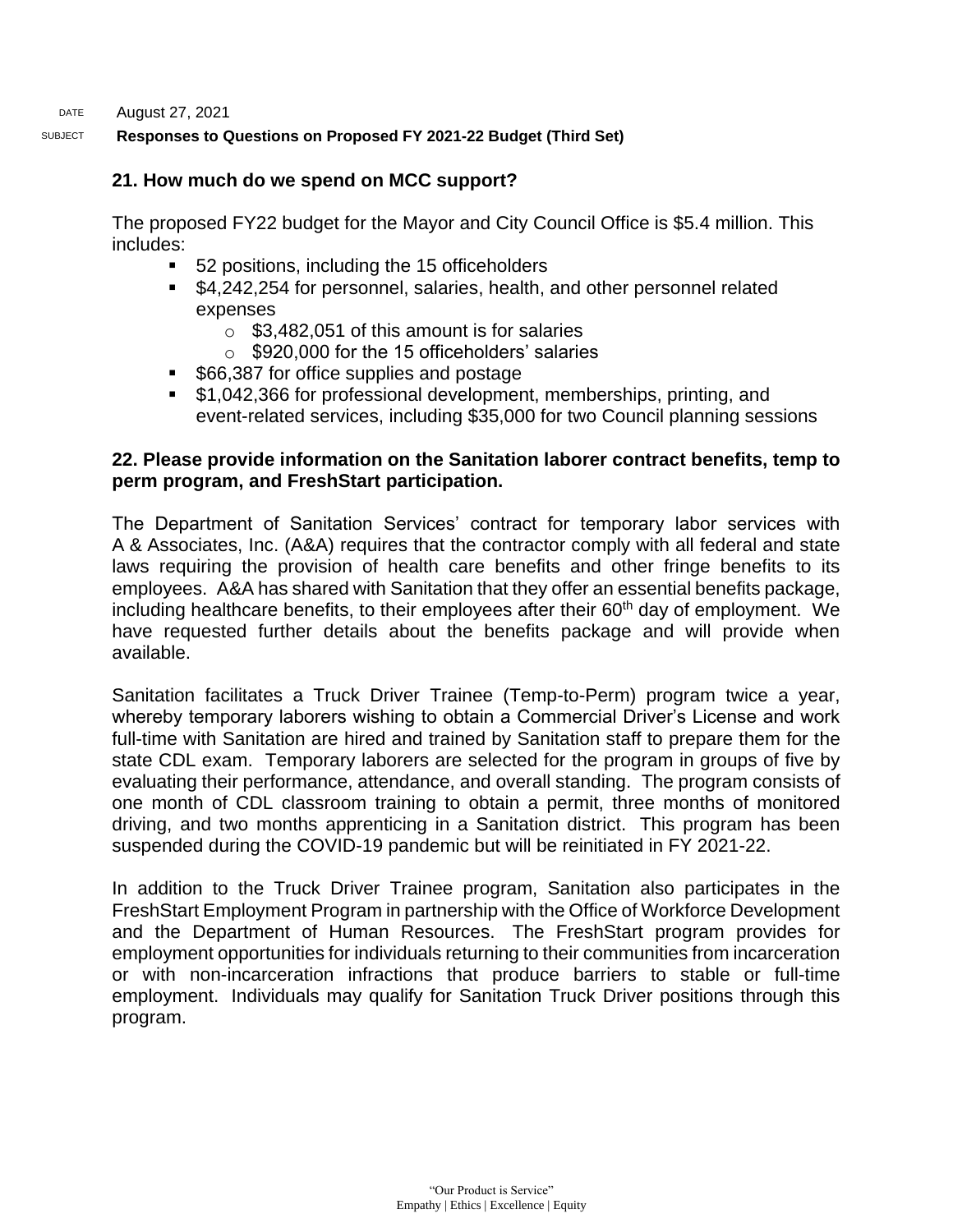DATE August 27, 2021

SUBJECT **Responses to Questions on Proposed FY 2021-22 Budget (Third Set)**

**21. How much do we spend on MCC support?**

The proposed FY22 budget for the Mayor and City Council Office is $5.4 million. This includes:

- 52 positions, including the 15 officeholders
- $4,242,254 for personnel, salaries, health, and other personnel related expenses
  - $3,482,051 of this amount is for salaries
  - $920,000 for the 15 officeholders' salaries
- $66,387 for office supplies and postage
- $1,042,366 for professional development, memberships, printing, and event-related services, including $35,000 for two Council planning sessions

**22. Please provide information on the Sanitation laborer contract benefits, temp to perm program, and FreshStart participation.**

The Department of Sanitation Services' contract for temporary labor services with A & Associates, Inc. (A&A) requires that the contractor comply with all federal and state laws requiring the provision of health care benefits and other fringe benefits to its employees. A&A has shared with Sanitation that they offer an essential benefits package, including healthcare benefits, to their employees after their 60th day of employment. We have requested further details about the benefits package and will provide when available.

Sanitation facilitates a Truck Driver Trainee (Temp-to-Perm) program twice a year, whereby temporary laborers wishing to obtain a Commercial Driver's License and work full-time with Sanitation are hired and trained by Sanitation staff to prepare them for the state CDL exam. Temporary laborers are selected for the program in groups of five by evaluating their performance, attendance, and overall standing. The program consists of one month of CDL classroom training to obtain a permit, three months of monitored driving, and two months apprenticing in a Sanitation district. This program has been suspended during the COVID-19 pandemic but will be reinitiated in FY 2021-22.

In addition to the Truck Driver Trainee program, Sanitation also participates in the FreshStart Employment Program in partnership with the Office of Workforce Development and the Department of Human Resources. The FreshStart program provides for employment opportunities for individuals returning to their communities from incarceration or with non-incarceration infractions that produce barriers to stable or full-time employment. Individuals may qualify for Sanitation Truck Driver positions through this program.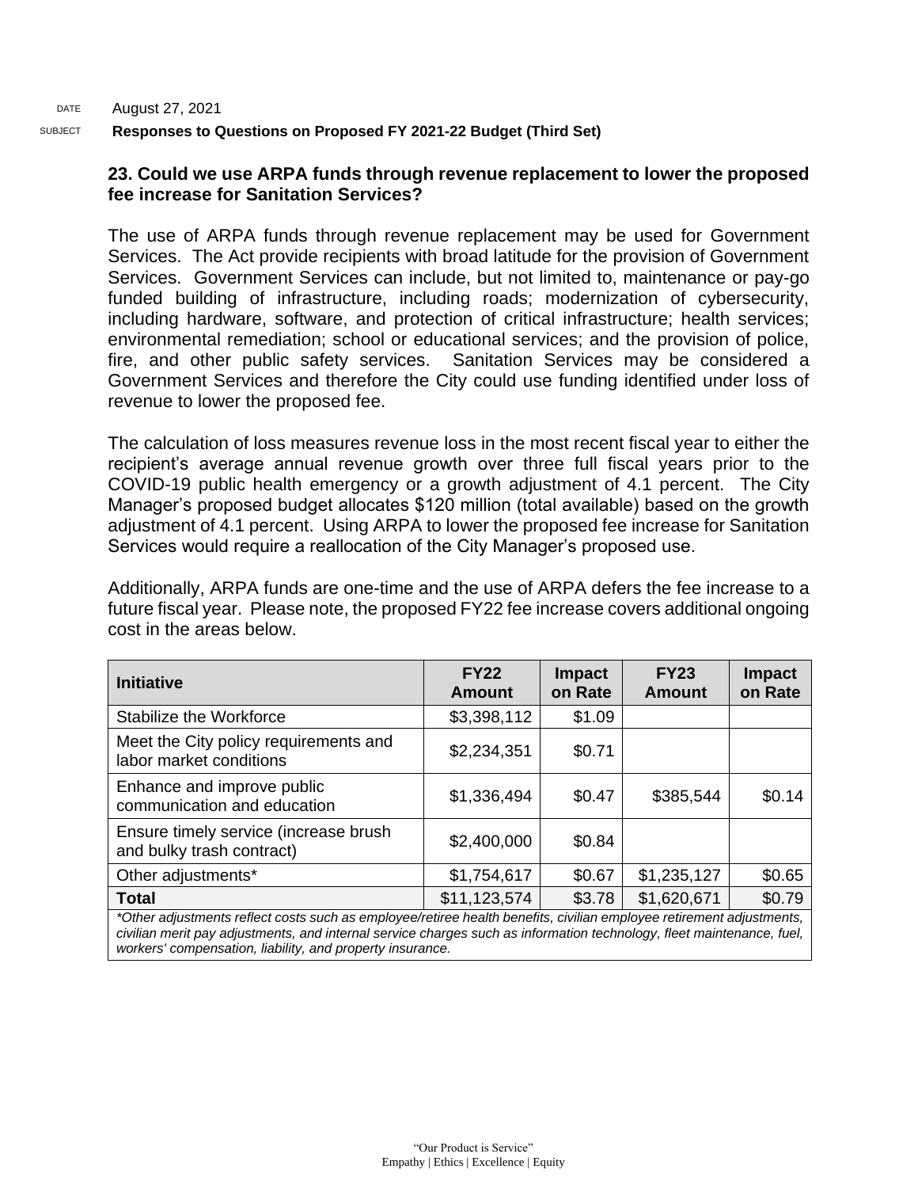DATE August 27, 2021

SUBJECT **Responses to Questions on Proposed FY 2021-22 Budget (Third Set)**

**23. Could we use ARPA funds through revenue replacement to lower the proposed fee increase for Sanitation Services?**

The use of ARPA funds through revenue replacement may be used for Government Services. The Act provide recipients with broad latitude for the provision of Government Services. Government Services can include, but not limited to, maintenance or pay-go funded building of infrastructure, including roads; modernization of cybersecurity, including hardware, software, and protection of critical infrastructure; health services; environmental remediation; school or educational services; and the provision of police, fire, and other public safety services. Sanitation Services may be considered a Government Services and therefore the City could use funding identified under loss of revenue to lower the proposed fee.

The calculation of loss measures revenue loss in the most recent fiscal year to either the recipient's average annual revenue growth over three full fiscal years prior to the COVID-19 public health emergency or a growth adjustment of 4.1 percent. The City Manager's proposed budget allocates $120 million (total available) based on the growth adjustment of 4.1 percent. Using ARPA to lower the proposed fee increase for Sanitation Services would require a reallocation of the City Manager's proposed use.

Additionally, ARPA funds are one-time and the use of ARPA defers the fee increase to a future fiscal year. Please note, the proposed FY22 fee increase covers additional ongoing cost in the areas below.

| Initiative | FY22 Amount | Impact on Rate | FY23 Amount | Impact on Rate |
|---|---|---|---|---|
| Stabilize the Workforce | $3,398,112 | $1.09 | | |
| Meet the City policy requirements and labor market conditions | $2,234,351 | $0.71 | | |
| Enhance and improve public communication and education | $1,336,494 | $0.47 | $385,544 | $0.14 |
| Ensure timely service (increase brush and bulky trash contract) | $2,400,000 | $0.84 | | |
| Other adjustments* | $1,754,617 | $0.67 | $1,235,127 | $0.65 |
| **Total** | $11,123,574 | $3.78 | $1,620,671 | $0.79 |

*\*Other adjustments reflect costs such as employee/retiree health benefits, civilian employee retirement adjustments, civilian merit pay adjustments, and internal service charges such as information technology, fleet maintenance, fuel, workers' compensation, liability, and property insurance.*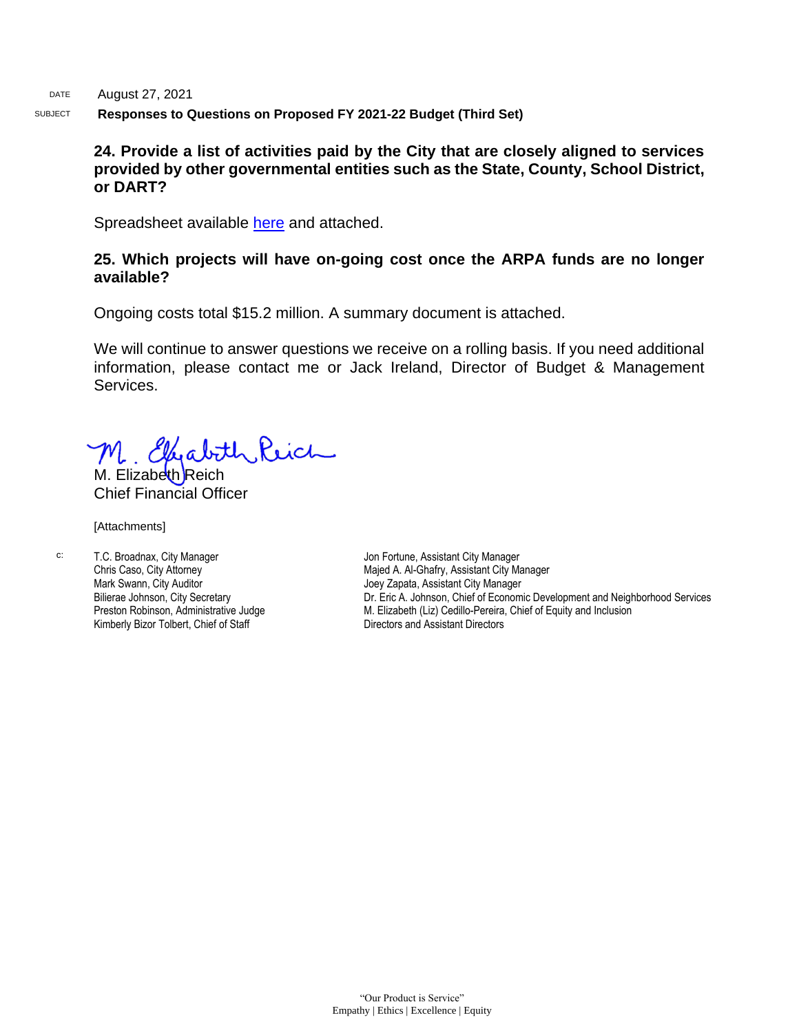DATE August 27, 2021

SUBJECT **Responses to Questions on Proposed FY 2021-22 Budget (Third Set)**

**24. Provide a list of activities paid by the City that are closely aligned to services provided by other governmental entities such as the State, County, School District, or DART?**

Spreadsheet available here and attached.

**25. Which projects will have on-going cost once the ARPA funds are no longer available?**

Ongoing costs total $15.2 million. A summary document is attached.

We will continue to answer questions we receive on a rolling basis. If you need additional information, please contact me or Jack Ireland, Director of Budget & Management Services.

M. Elizabeth Reich
Chief Financial Officer

[Attachments]

c:
T.C. Broadnax, City Manager
Chris Caso, City Attorney
Mark Swann, City Auditor
Bilierae Johnson, City Secretary
Preston Robinson, Administrative Judge
Kimberly Bizor Tolbert, Chief of Staff
Jon Fortune, Assistant City Manager
Majed A. Al-Ghafry, Assistant City Manager
Joey Zapata, Assistant City Manager
Dr. Eric A. Johnson, Chief of Economic Development and Neighborhood Services
M. Elizabeth (Liz) Cedillo-Pereira, Chief of Equity and Inclusion
Directors and Assistant Directors

"Our Product is Service"
Empathy | Ethics | Excellence | Equity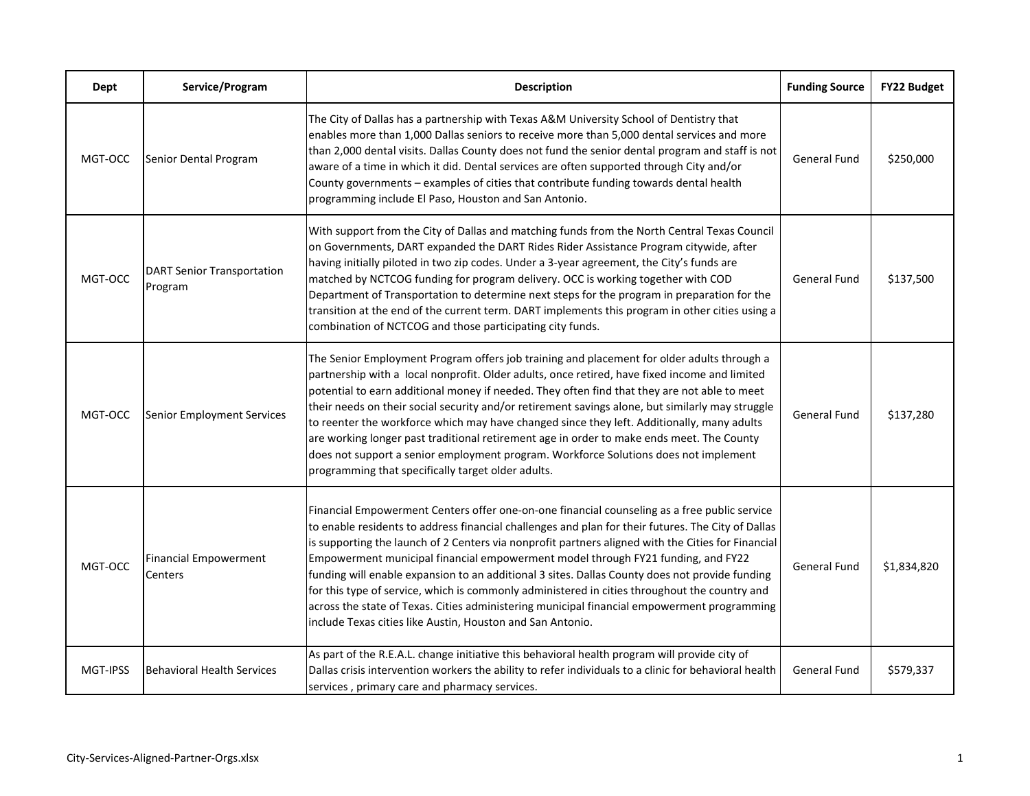| Dept | Service/Program | Description | Funding Source | FY22 Budget |
| --- | --- | --- | --- | --- |
| MGT-OCC | Senior Dental Program | The City of Dallas has a partnership with Texas A&M University School of Dentistry that enables more than 1,000 Dallas seniors to receive more than 5,000 dental services and more than 2,000 dental visits. Dallas County does not fund the senior dental program and staff is not aware of a time in which it did. Dental services are often supported through City and/or County governments – examples of cities that contribute funding towards dental health programming include El Paso, Houston and San Antonio. | General Fund | $250,000 |
| MGT-OCC | DART Senior Transportation Program | With support from the City of Dallas and matching funds from the North Central Texas Council on Governments, DART expanded the DART Rides Rider Assistance Program citywide, after having initially piloted in two zip codes. Under a 3-year agreement, the City's funds are matched by NCTCOG funding for program delivery. OCC is working together with COD Department of Transportation to determine next steps for the program in preparation for the transition at the end of the current term. DART implements this program in other cities using a combination of NCTCOG and those participating city funds. | General Fund | $137,500 |
| MGT-OCC | Senior Employment Services | The Senior Employment Program offers job training and placement for older adults through a partnership with a local nonprofit. Older adults, once retired, have fixed income and limited potential to earn additional money if needed. They often find that they are not able to meet their needs on their social security and/or retirement savings alone, but similarly may struggle to reenter the workforce which may have changed since they left. Additionally, many adults are working longer past traditional retirement age in order to make ends meet. The County does not support a senior employment program. Workforce Solutions does not implement programming that specifically target older adults. | General Fund | $137,280 |
| MGT-OCC | Financial Empowerment Centers | Financial Empowerment Centers offer one-on-one financial counseling as a free public service to enable residents to address financial challenges and plan for their futures. The City of Dallas is supporting the launch of 2 Centers via nonprofit partners aligned with the Cities for Financial Empowerment municipal financial empowerment model through FY21 funding, and FY22 funding will enable expansion to an additional 3 sites. Dallas County does not provide funding for this type of service, which is commonly administered in cities throughout the country and across the state of Texas. Cities administering municipal financial empowerment programming include Texas cities like Austin, Houston and San Antonio. | General Fund | $1,834,820 |
| MGT-IPSS | Behavioral Health Services | As part of the R.E.A.L. change initiative this behavioral health program will provide city of Dallas crisis intervention workers the ability to refer individuals to a clinic for behavioral health services , primary care and pharmacy services. | General Fund | $579,337 |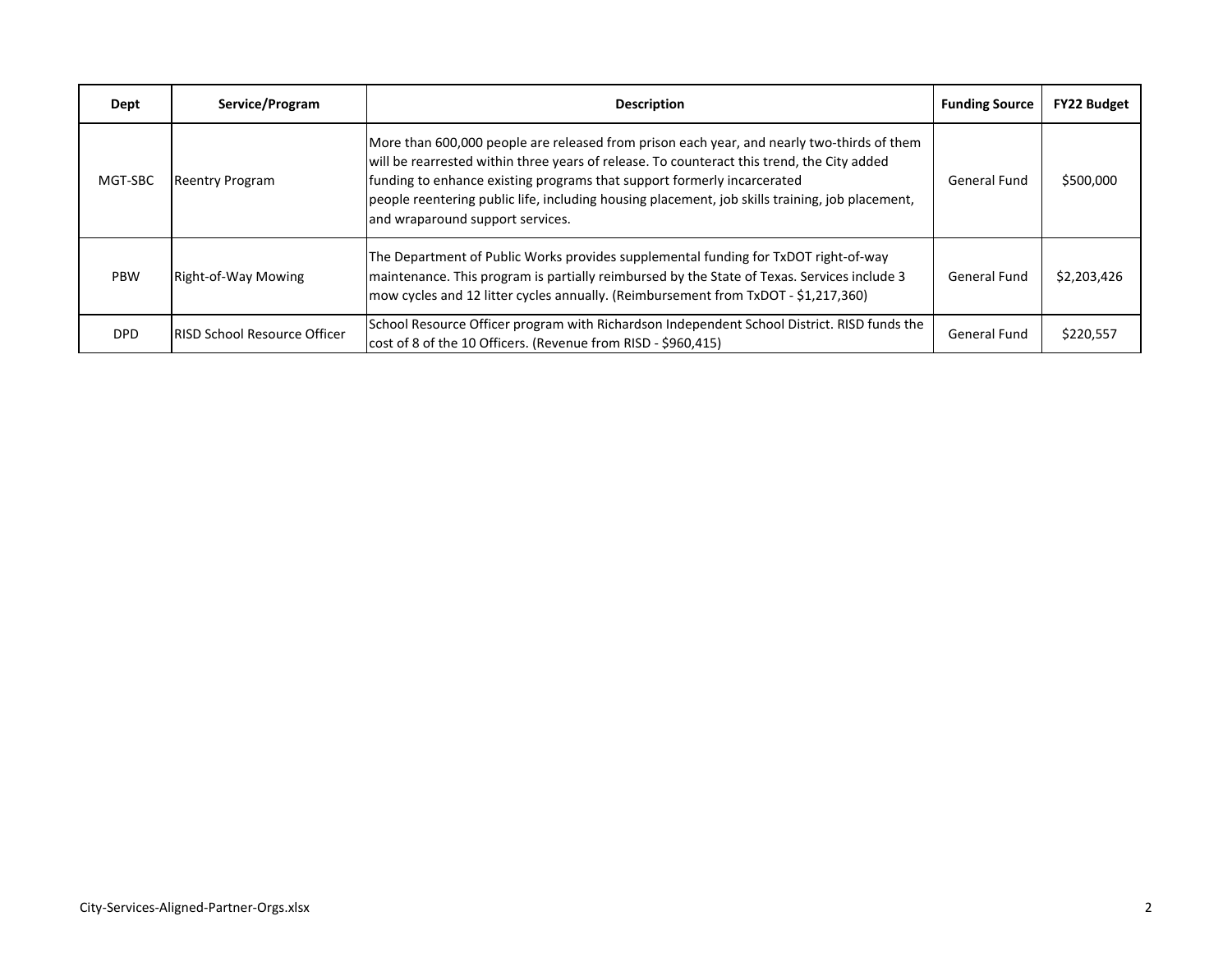| Dept | Service/Program | Description | Funding Source | FY22 Budget |
|---|---|---|---|---|
| MGT-SBC | Reentry Program | More than 600,000 people are released from prison each year, and nearly two-thirds of them will be rearrested within three years of release. To counteract this trend, the City added funding to enhance existing programs that support formerly incarcerated people reentering public life, including housing placement, job skills training, job placement, and wraparound support services. | General Fund | $500,000 |
| PBW | Right-of-Way Mowing | The Department of Public Works provides supplemental funding for TxDOT right-of-way maintenance. This program is partially reimbursed by the State of Texas. Services include 3 mow cycles and 12 litter cycles annually. (Reimbursement from TxDOT - $1,217,360) | General Fund | $2,203,426 |
| DPD | RISD School Resource Officer | School Resource Officer program with Richardson Independent School District. RISD funds the cost of 8 of the 10 Officers. (Revenue from RISD - $960,415) | General Fund | $220,557 |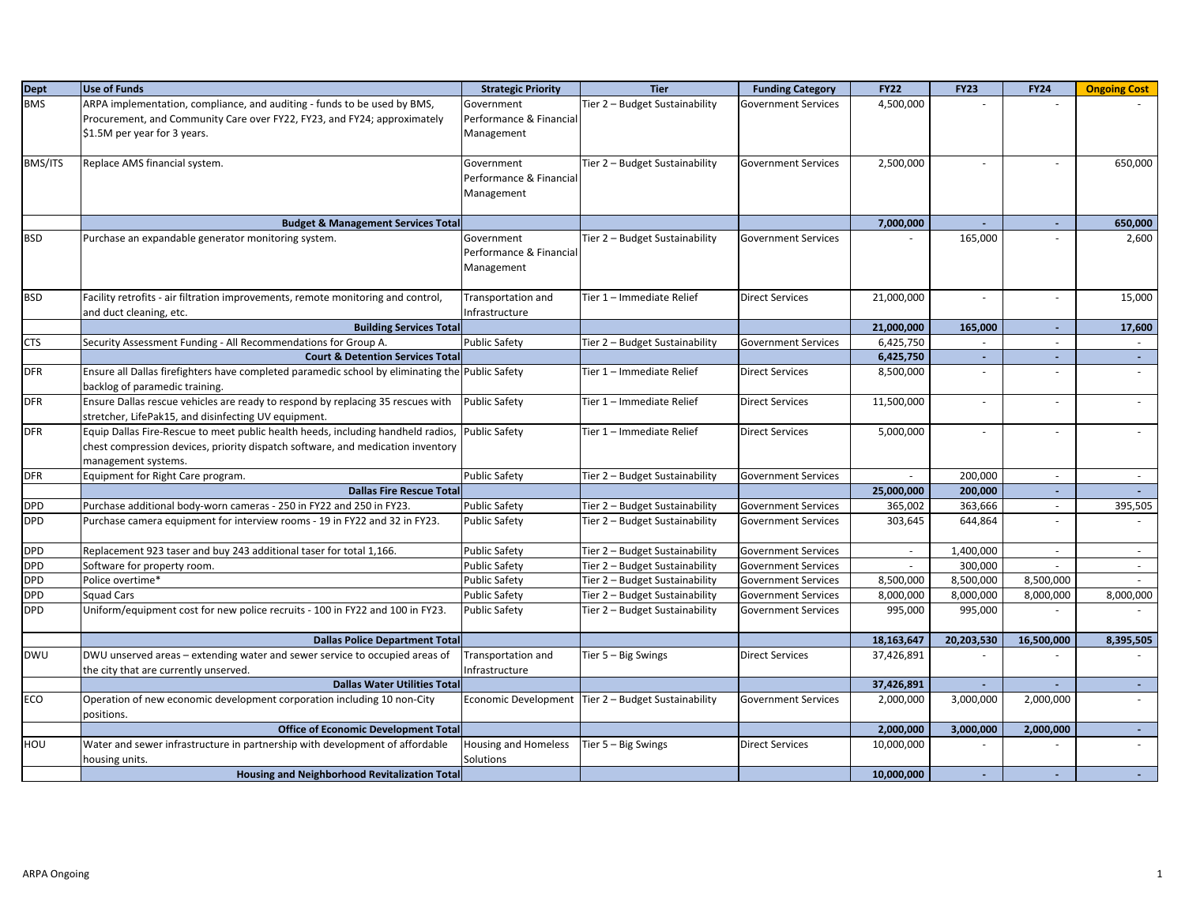| Dept | Use of Funds | Strategic Priority | Tier | Funding Category | FY22 | FY23 | FY24 | Ongoing Cost |
|---|---|---|---|---|---|---|---|---|
| BMS | ARPA implementation, compliance, and auditing - funds to be used by BMS, Procurement, and Community Care over FY22, FY23, and FY24; approximately $1.5M per year for 3 years. | Government Performance & Financial Management | Tier 2 – Budget Sustainability | Government Services | 4,500,000 | - | - | - |
| BMS/ITS | Replace AMS financial system. | Government Performance & Financial Management | Tier 2 – Budget Sustainability | Government Services | 2,500,000 | - | - | 650,000 |
| | **Budget & Management Services Total** | | | | **7,000,000** | **-** | **-** | **650,000** |
| BSD | Purchase an expandable generator monitoring system. | Government Performance & Financial Management | Tier 2 – Budget Sustainability | Government Services | - | 165,000 | - | 2,600 |
| BSD | Facility retrofits - air filtration improvements, remote monitoring and control, and duct cleaning, etc. | Transportation and Infrastructure | Tier 1 – Immediate Relief | Direct Services | 21,000,000 | - | - | 15,000 |
| | **Building Services Total** | | | | **21,000,000** | **165,000** | **-** | **17,600** |
| CTS | Security Assessment Funding - All Recommendations for Group A. | Public Safety | Tier 2 – Budget Sustainability | Government Services | 6,425,750 | - | - | - |
| | **Court & Detention Services Total** | | | | **6,425,750** | **-** | **-** | **-** |
| DFR | Ensure all Dallas firefighters have completed paramedic school by eliminating the backlog of paramedic training. | Public Safety | Tier 1 – Immediate Relief | Direct Services | 8,500,000 | - | - | - |
| DFR | Ensure Dallas rescue vehicles are ready to respond by replacing 35 rescues with stretcher, LifePak15, and disinfecting UV equipment. | Public Safety | Tier 1 – Immediate Relief | Direct Services | 11,500,000 | - | - | - |
| DFR | Equip Dallas Fire-Rescue to meet public health heeds, including handheld radios, chest compression devices, priority dispatch software, and medication inventory management systems. | Public Safety | Tier 1 – Immediate Relief | Direct Services | 5,000,000 | - | - | - |
| DFR | Equipment for Right Care program. | Public Safety | Tier 2 – Budget Sustainability | Government Services | - | 200,000 | - | - |
| | **Dallas Fire Rescue Total** | | | | **25,000,000** | **200,000** | **-** | **-** |
| DPD | Purchase additional body-worn cameras - 250 in FY22 and 250 in FY23. | Public Safety | Tier 2 – Budget Sustainability | Government Services | 365,002 | 363,666 | - | 395,505 |
| DPD | Purchase camera equipment for interview rooms - 19 in FY22 and 32 in FY23. | Public Safety | Tier 2 – Budget Sustainability | Government Services | 303,645 | 644,864 | - | - |
| DPD | Replacement 923 taser and buy 243 additional taser for total 1,166. | Public Safety | Tier 2 – Budget Sustainability | Government Services | - | 1,400,000 | - | - |
| DPD | Software for property room. | Public Safety | Tier 2 – Budget Sustainability | Government Services | - | 300,000 | - | - |
| DPD | Police overtime* | Public Safety | Tier 2 – Budget Sustainability | Government Services | 8,500,000 | 8,500,000 | 8,500,000 | - |
| DPD | Squad Cars | Public Safety | Tier 2 – Budget Sustainability | Government Services | 8,000,000 | 8,000,000 | 8,000,000 | 8,000,000 |
| DPD | Uniform/equipment cost for new police recruits - 100 in FY22 and 100 in FY23. | Public Safety | Tier 2 – Budget Sustainability | Government Services | 995,000 | 995,000 | - | - |
| | **Dallas Police Department Total** | | | | **18,163,647** | **20,203,530** | **16,500,000** | **8,395,505** |
| DWU | DWU unserved areas – extending water and sewer service to occupied areas of the city that are currently unserved. | Transportation and Infrastructure | Tier 5 – Big Swings | Direct Services | 37,426,891 | - | - | - |
| | **Dallas Water Utilities Total** | | | | **37,426,891** | **-** | **-** | **-** |
| ECO | Operation of new economic development corporation including 10 non-City positions. | Economic Development | Tier 2 – Budget Sustainability | Government Services | 2,000,000 | 3,000,000 | 2,000,000 | - |
| | **Office of Economic Development Total** | | | | **2,000,000** | **3,000,000** | **2,000,000** | **-** |
| HOU | Water and sewer infrastructure in partnership with development of affordable housing units. | Housing and Homeless Solutions | Tier 5 – Big Swings | Direct Services | 10,000,000 | - | - | - |
| | **Housing and Neighborhood Revitalization Total** | | | | **10,000,000** | **-** | **-** | **-** |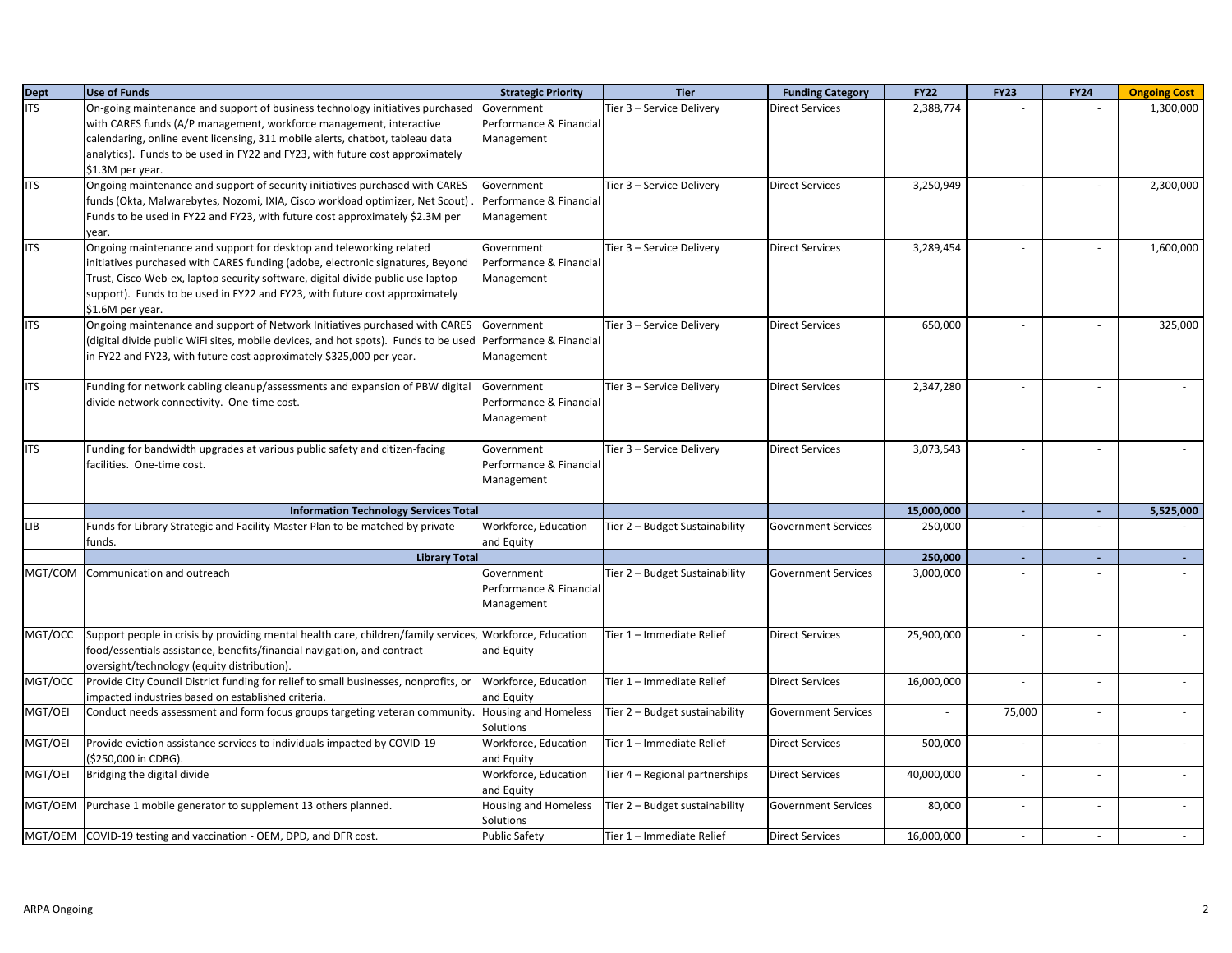| Dept | Use of Funds | Strategic Priority | Tier | Funding Category | FY22 | FY23 | FY24 | Ongoing Cost |
|---|---|---|---|---|---|---|---|---|
| ITS | On-going maintenance and support of business technology initiatives purchased with CARES funds (A/P management, workforce management, interactive calendaring, online event licensing, 311 mobile alerts, chatbot, tableau data analytics). Funds to be used in FY22 and FY23, with future cost approximately $1.3M per year. | Government Performance & Financial Management | Tier 3 – Service Delivery | Direct Services | 2,388,774 | - | - | 1,300,000 |
| ITS | Ongoing maintenance and support of security initiatives purchased with CARES funds (Okta, Malwarebytes, Nozomi, IXIA, Cisco workload optimizer, Net Scout) . Funds to be used in FY22 and FY23, with future cost approximately $2.3M per year. | Government Performance & Financial Management | Tier 3 – Service Delivery | Direct Services | 3,250,949 | - | - | 2,300,000 |
| ITS | Ongoing maintenance and support for desktop and teleworking related initiatives purchased with CARES funding (adobe, electronic signatures, Beyond Trust, Cisco Web-ex, laptop security software, digital divide public use laptop support). Funds to be used in FY22 and FY23, with future cost approximately $1.6M per year. | Government Performance & Financial Management | Tier 3 – Service Delivery | Direct Services | 3,289,454 | - | - | 1,600,000 |
| ITS | Ongoing maintenance and support of Network Initiatives purchased with CARES (digital divide public WiFi sites, mobile devices, and hot spots). Funds to be used in FY22 and FY23, with future cost approximately $325,000 per year. | Government Performance & Financial Management | Tier 3 – Service Delivery | Direct Services | 650,000 | - | - | 325,000 |
| ITS | Funding for network cabling cleanup/assessments and expansion of PBW digital divide network connectivity. One-time cost. | Government Performance & Financial Management | Tier 3 – Service Delivery | Direct Services | 2,347,280 | - | - | - |
| ITS | Funding for bandwidth upgrades at various public safety and citizen-facing facilities. One-time cost. | Government Performance & Financial Management | Tier 3 – Service Delivery | Direct Services | 3,073,543 | - | - | - |
| | **Information Technology Services Total** | | | | **15,000,000** | **-** | **-** | **5,525,000** |
| LIB | Funds for Library Strategic and Facility Master Plan to be matched by private funds. | Workforce, Education and Equity | Tier 2 – Budget Sustainability | Government Services | 250,000 | - | - | - |
| | **Library Total** | | | | **250,000** | **-** | **-** | **-** |
| MGT/COM | Communication and outreach | Government Performance & Financial Management | Tier 2 – Budget Sustainability | Government Services | 3,000,000 | - | - | - |
| MGT/OCC | Support people in crisis by providing mental health care, children/family services, food/essentials assistance, benefits/financial navigation, and contract oversight/technology (equity distribution). | Workforce, Education and Equity | Tier 1 – Immediate Relief | Direct Services | 25,900,000 | - | - | - |
| MGT/OCC | Provide City Council District funding for relief to small businesses, nonprofits, or impacted industries based on established criteria. | Workforce, Education and Equity | Tier 1 – Immediate Relief | Direct Services | 16,000,000 | - | - | - |
| MGT/OEI | Conduct needs assessment and form focus groups targeting veteran community. | Housing and Homeless Solutions | Tier 2 – Budget sustainability | Government Services | - | 75,000 | - | - |
| MGT/OEI | Provide eviction assistance services to individuals impacted by COVID-19 ($250,000 in CDBG). | Workforce, Education and Equity | Tier 1 – Immediate Relief | Direct Services | 500,000 | - | - | - |
| MGT/OEI | Bridging the digital divide | Workforce, Education and Equity | Tier 4 – Regional partnerships | Direct Services | 40,000,000 | - | - | - |
| MGT/OEM | Purchase 1 mobile generator to supplement 13 others planned. | Housing and Homeless Solutions | Tier 2 – Budget sustainability | Government Services | 80,000 | - | - | - |
| MGT/OEM | COVID-19 testing and vaccination - OEM, DPD, and DFR cost. | Public Safety | Tier 1 – Immediate Relief | Direct Services | 16,000,000 | - | - | - |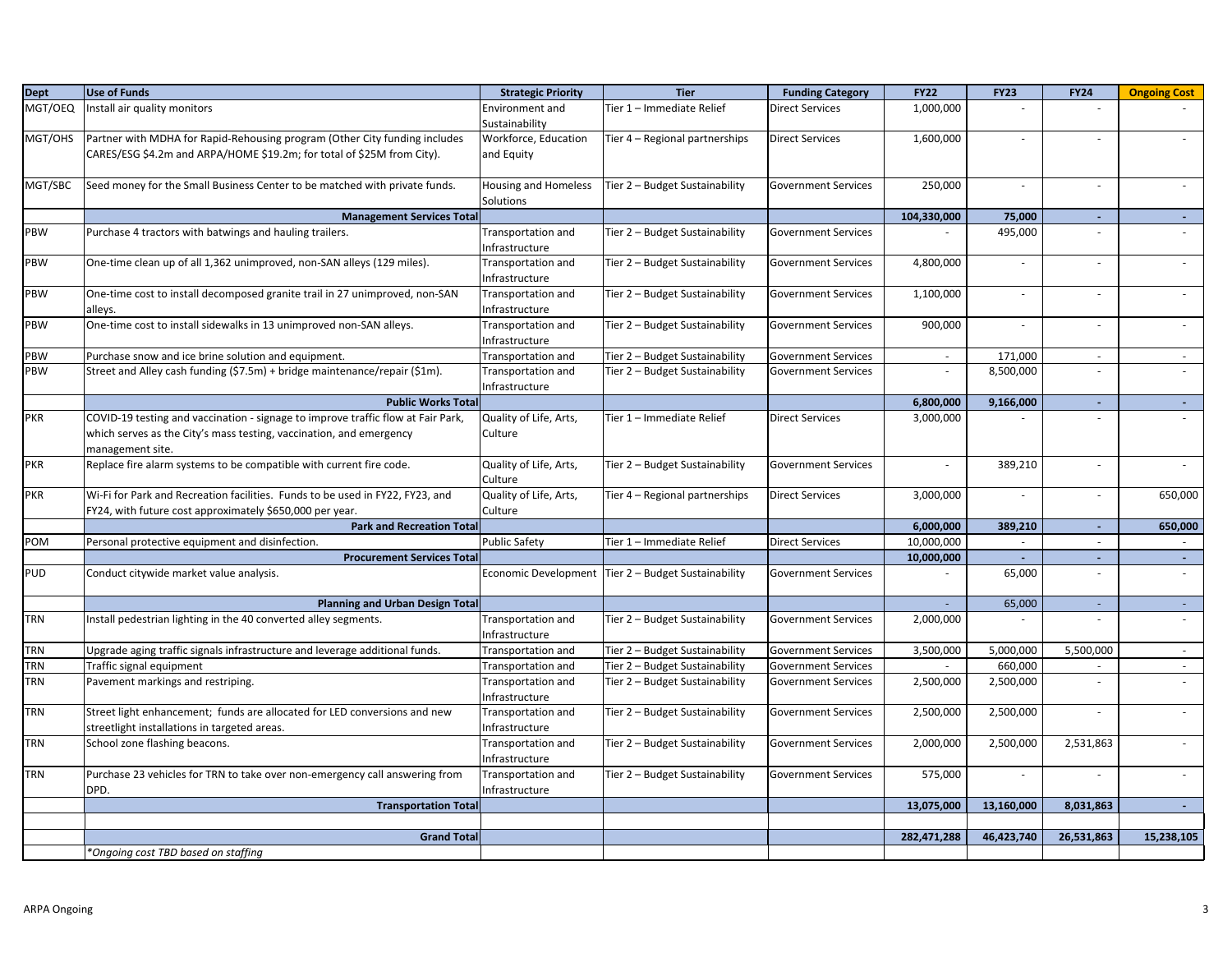| Dept | Use of Funds | Strategic Priority | Tier | Funding Category | FY22 | FY23 | FY24 | Ongoing Cost |
|---|---|---|---|---|---|---|---|---|
| MGT/OEQ | Install air quality monitors | Environment and Sustainability | Tier 1 – Immediate Relief | Direct Services | 1,000,000 | - | - | - |
| MGT/OHS | Partner with MDHA for Rapid-Rehousing program (Other City funding includes CARES/ESG $4.2m and ARPA/HOME $19.2m; for total of $25M from City). | Workforce, Education and Equity | Tier 4 – Regional partnerships | Direct Services | 1,600,000 | - | - | - |
| MGT/SBC | Seed money for the Small Business Center to be matched with private funds. | Housing and Homeless Solutions | Tier 2 – Budget Sustainability | Government Services | 250,000 | - | - | - |
| | **Management Services Total** | | | | **104,330,000** | **75,000** | **-** | **-** |
| PBW | Purchase 4 tractors with batwings and hauling trailers. | Transportation and Infrastructure | Tier 2 – Budget Sustainability | Government Services | - | 495,000 | - | - |
| PBW | One-time clean up of all 1,362 unimproved, non-SAN alleys (129 miles). | Transportation and Infrastructure | Tier 2 – Budget Sustainability | Government Services | 4,800,000 | - | - | - |
| PBW | One-time cost to install decomposed granite trail in 27 unimproved, non-SAN alleys. | Transportation and Infrastructure | Tier 2 – Budget Sustainability | Government Services | 1,100,000 | - | - | - |
| PBW | One-time cost to install sidewalks in 13 unimproved non-SAN alleys. | Transportation and Infrastructure | Tier 2 – Budget Sustainability | Government Services | 900,000 | - | - | - |
| PBW | Purchase snow and ice brine solution and equipment. | Transportation and | Tier 2 – Budget Sustainability | Government Services | - | 171,000 | - | - |
| PBW | Street and Alley cash funding ($7.5m) + bridge maintenance/repair ($1m). | Transportation and Infrastructure | Tier 2 – Budget Sustainability | Government Services | - | 8,500,000 | - | - |
| | **Public Works Total** | | | | **6,800,000** | **9,166,000** | **-** | **-** |
| PKR | COVID-19 testing and vaccination - signage to improve traffic flow at Fair Park, which serves as the City's mass testing, vaccination, and emergency management site. | Quality of Life, Arts, Culture | Tier 1 – Immediate Relief | Direct Services | 3,000,000 | - | - | - |
| PKR | Replace fire alarm systems to be compatible with current fire code. | Quality of Life, Arts, Culture | Tier 2 – Budget Sustainability | Government Services | - | 389,210 | - | - |
| PKR | Wi-Fi for Park and Recreation facilities. Funds to be used in FY22, FY23, and FY24, with future cost approximately $650,000 per year. | Quality of Life, Arts, Culture | Tier 4 – Regional partnerships | Direct Services | 3,000,000 | - | - | 650,000 |
| | **Park and Recreation Total** | | | | **6,000,000** | **389,210** | **-** | **650,000** |
| POM | Personal protective equipment and disinfection. | Public Safety | Tier 1 – Immediate Relief | Direct Services | 10,000,000 | - | - | - |
| | **Procurement Services Total** | | | | **10,000,000** | **-** | **-** | **-** |
| PUD | Conduct citywide market value analysis. | Economic Development | Tier 2 – Budget Sustainability | Government Services | - | 65,000 | - | - |
| | **Planning and Urban Design Total** | | | | - | 65,000 | - | - |
| TRN | Install pedestrian lighting in the 40 converted alley segments. | Transportation and Infrastructure | Tier 2 – Budget Sustainability | Government Services | 2,000,000 | - | - | - |
| TRN | Upgrade aging traffic signals infrastructure and leverage additional funds. | Transportation and | Tier 2 – Budget Sustainability | Government Services | 3,500,000 | 5,000,000 | 5,500,000 | - |
| TRN | Traffic signal equipment | Transportation and | Tier 2 – Budget Sustainability | Government Services | - | 660,000 | - | - |
| TRN | Pavement markings and restriping. | Transportation and Infrastructure | Tier 2 – Budget Sustainability | Government Services | 2,500,000 | 2,500,000 | - | - |
| TRN | Street light enhancement; funds are allocated for LED conversions and new streetlight installations in targeted areas. | Transportation and Infrastructure | Tier 2 – Budget Sustainability | Government Services | 2,500,000 | 2,500,000 | - | - |
| TRN | School zone flashing beacons. | Transportation and Infrastructure | Tier 2 – Budget Sustainability | Government Services | 2,000,000 | 2,500,000 | 2,531,863 | - |
| TRN | Purchase 23 vehicles for TRN to take over non-emergency call answering from DPD. | Transportation and Infrastructure | Tier 2 – Budget Sustainability | Government Services | 575,000 | - | - | - |
| | **Transportation Total** | | | | **13,075,000** | **13,160,000** | **8,031,863** | **-** |
| | | | | | | | | |
| | **Grand Total** | | | | **282,471,288** | **46,423,740** | **26,531,863** | **15,238,105** |
| | *\*Ongoing cost TBD based on staffing* | | | | | | | |